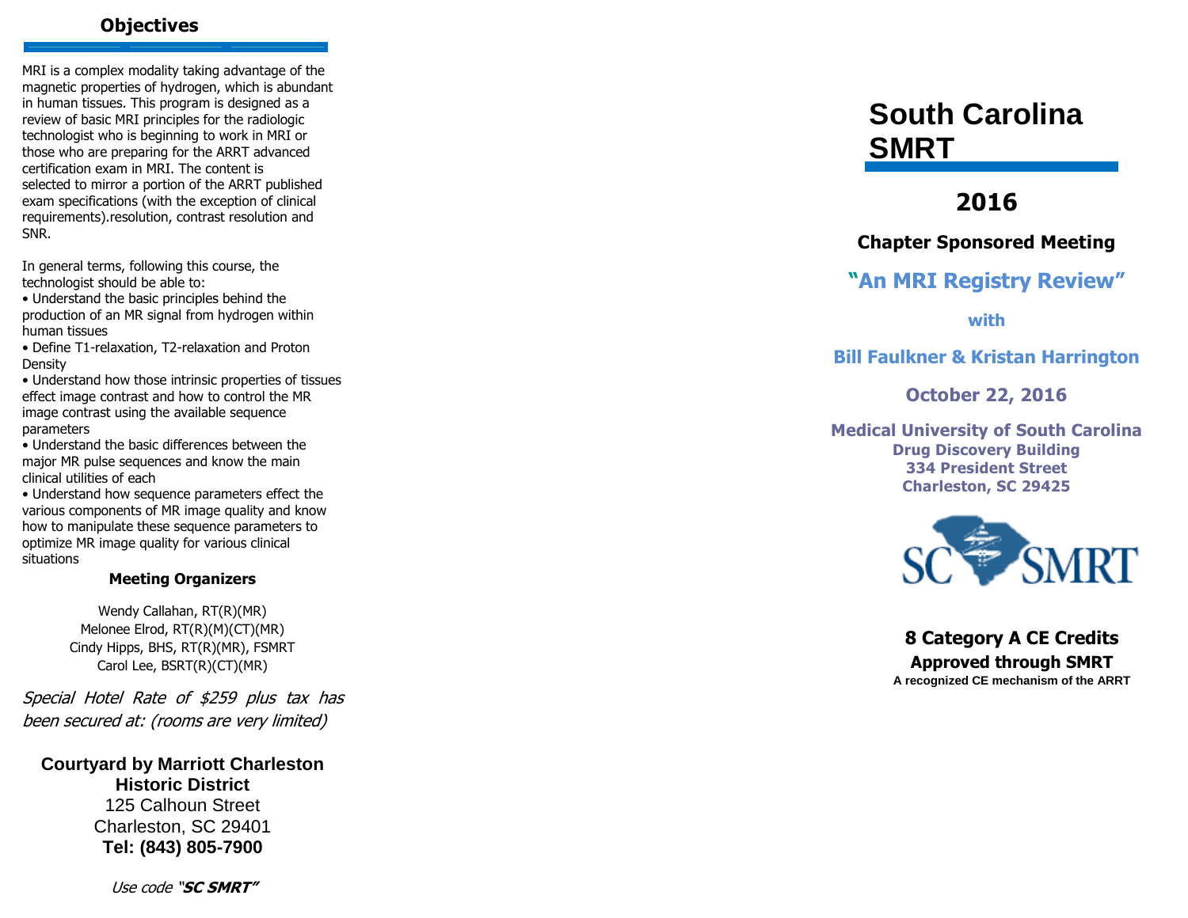## Objectives

MRI is a complex modality taking advantage of the magnetic properties of hydrogen, which is abundant in human tissues. This program is designed as a review of basic MRI principles for the radiologic technologist who is beginning to work in MRI or those who are preparing for the ARRT advanced certification exam in MRI. The content is selected to mirror a portion of the ARRT published exam specifications (with the exception of clinical requirements).resolution, contrast resolution and SNR.

In general terms, following this course, the technologist should be able to:

- Understand the basic principles behind the production of an MR signal from hydrogen within human tissues
- Define T1-relaxation, T2-relaxation and Proton Density
- Understand how those intrinsic properties of tissues effect image contrast and how to control the MR image contrast using the available sequence parameters
- Understand the basic differences between the major MR pulse sequences and know the main clinical utilities of each
- Understand how sequence parameters effect the various components of MR image quality and know how to manipulate these sequence parameters to optimize MR image quality for various clinical situations

### Meeting Organizers

Wendy Callahan, RT(R)(MR)
Melonee Elrod, RT(R)(M)(CT)(MR)
Cindy Hipps, BHS, RT(R)(MR), FSMRT
Carol Lee, BSRT(R)(CT)(MR)

*Special Hotel Rate of $259 plus tax has been secured at: (rooms are very limited)*

**Courtyard by Marriott Charleston Historic District**
125 Calhoun Street
Charleston, SC 29401
**Tel: (843) 805-7900**

*Use code "**SC SMRT**"*

# South Carolina SMRT

## 2016

### Chapter Sponsored Meeting

**"An MRI Registry Review"**

**with**

**Bill Faulkner & Kristan Harrington**

**October 22, 2016**

**Medical University of South Carolina**
**Drug Discovery Building**
**334 President Street**
**Charleston, SC 29425**

SC SMRT

**8 Category A CE Credits**
**Approved through SMRT**
**A recognized CE mechanism of the ARRT**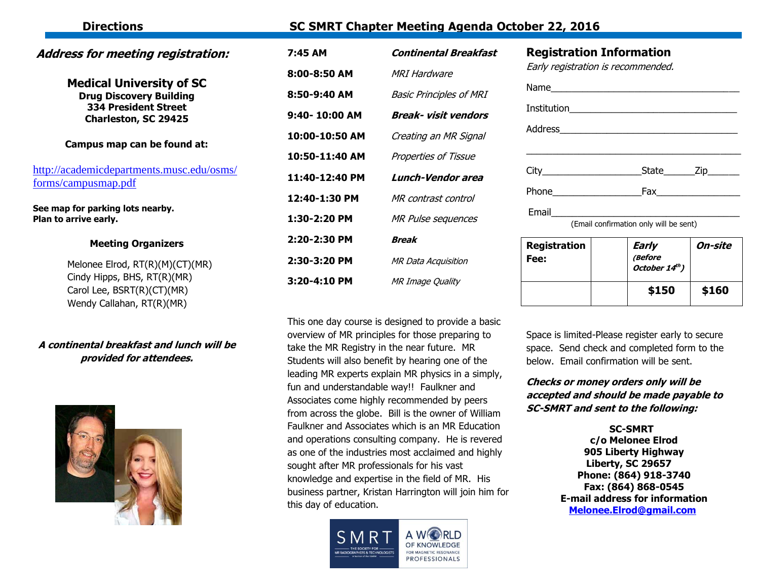## Directions

### *Address for meeting registration:*

**Medical University of SC**
**Drug Discovery Building**
**334 President Street**
**Charleston, SC 29425**

**Campus map can be found at:**

http://academicdepartments.musc.edu/osms/forms/campusmap.pdf

**See map for parking lots nearby.**
**Plan to arrive early.**

**Meeting Organizers**

Melonee Elrod, RT(R)(M)(CT)(MR)
Cindy Hipps, BHS, RT(R)(MR)
Carol Lee, BSRT(R)(CT)(MR)
Wendy Callahan, RT(R)(MR)

***A continental breakfast and lunch will be provided for attendees.***

## SC SMRT Chapter Meeting Agenda October 22, 2016

| | |
|---|---|
| **7:45 AM** | ***Continental Breakfast*** |
| **8:00-8:50 AM** | *MRI Hardware* |
| **8:50-9:40 AM** | *Basic Principles of MRI* |
| **9:40- 10:00 AM** | ***Break- visit vendors*** |
| **10:00-10:50 AM** | *Creating an MR Signal* |
| **10:50-11:40 AM** | *Properties of Tissue* |
| **11:40-12:40 PM** | ***Lunch-Vendor area*** |
| **12:40-1:30 PM** | *MR contrast control* |
| **1:30-2:20 PM** | *MR Pulse sequences* |
| **2:20-2:30 PM** | ***Break*** |
| **2:30-3:20 PM** | *MR Data Acquisition* |
| **3:20-4:10 PM** | *MR Image Quality* |

This one day course is designed to provide a basic overview of MR principles for those preparing to take the MR Registry in the near future. MR Students will also benefit by hearing one of the leading MR experts explain MR physics in a simply, fun and understandable way!! Faulkner and Associates come highly recommended by peers from across the globe. Bill is the owner of William Faulkner and Associates which is an MR Education and operations consulting company. He is revered as one of the industries most acclaimed and highly sought after MR professionals for his vast knowledge and expertise in the field of MR. His business partner, Kristan Harrington will join him for this day of education.

SMRT THE SOCIETY FOR MR RADIOGRAPHERS & TECHNOLOGISTS A Section of the ISMRM — A WORLD OF KNOWLEDGE FOR MAGNETIC RESONANCE PROFESSIONALS

## Registration Information

*Early registration is recommended.*

Name\_\_\_\_\_\_\_\_\_\_\_\_\_\_\_\_\_\_\_\_\_\_\_\_\_\_\_\_\_\_\_\_\_\_\_

Institution\_\_\_\_\_\_\_\_\_\_\_\_\_\_\_\_\_\_\_\_\_\_\_\_\_\_\_\_\_\_\_\_

Address\_\_\_\_\_\_\_\_\_\_\_\_\_\_\_\_\_\_\_\_\_\_\_\_\_\_\_\_\_\_\_\_\_\_

\_\_\_\_\_\_\_\_\_\_\_\_\_\_\_\_\_\_\_\_\_\_\_\_\_\_\_\_\_\_\_\_\_\_\_\_\_\_\_\_\_

City\_\_\_\_\_\_\_\_\_\_\_\_\_\_\_\_\_\_\_State\_\_\_\_\_\_Zip\_\_\_\_\_\_

Phone\_\_\_\_\_\_\_\_\_\_\_\_\_\_\_\_\_Fax\_\_\_\_\_\_\_\_\_\_\_\_\_\_\_\_

Email\_\_\_\_\_\_\_\_\_\_\_\_\_\_\_\_\_\_\_\_\_\_\_\_\_\_\_\_\_\_\_\_\_\_\_\_\_

(Email confirmation only will be sent)

| **Registration Fee:** | | ***Early (Before October 14th)*** | ***On-site*** |
|---|---|---|---|
| | | **$150** | **$160** |

Space is limited-Please register early to secure space. Send check and completed form to the below. Email confirmation will be sent.

***Checks or money orders only will be accepted and should be made payable to SC-SMRT and sent to the following:***

**SC-SMRT**
**c/o Melonee Elrod**
**905 Liberty Highway**
**Liberty, SC 29657**
**Phone: (864) 918-3740**
**Fax: (864) 868-0545**
**E-mail address for information**
**Melonee.Elrod@gmail.com**